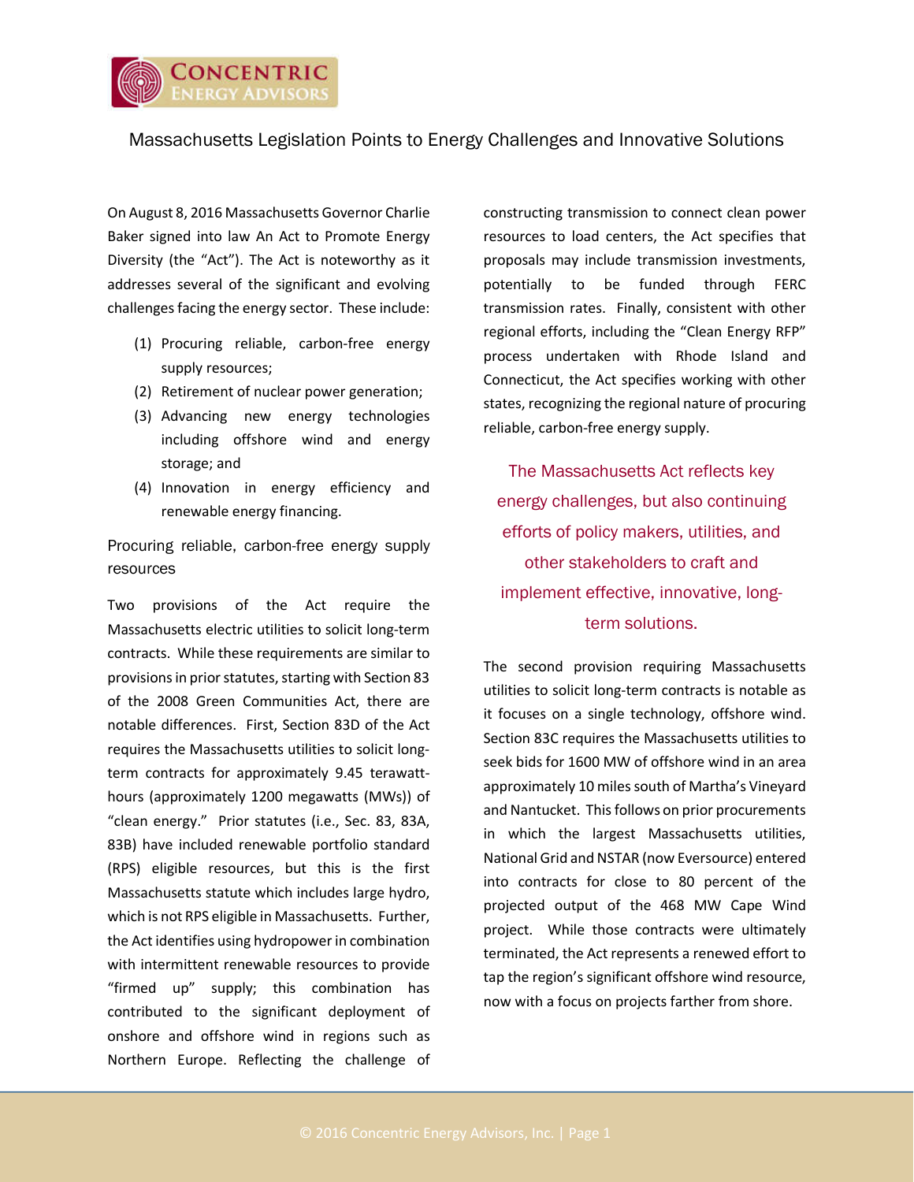# Massachusetts Legislation Points to Energy Challenges and Innovative Solutions

On August 8, 2016 Massachusetts Governor Charlie Baker signed into law An Act to Promote Energy Diversity (the "Act"). The Act is noteworthy as it addresses several of the significant and evolving challenges facing the energy sector. These include:

1. Procuring reliable, carbon-free energy supply resources;
2. Retirement of nuclear power generation;
3. Advancing new energy technologies including offshore wind and energy storage; and
4. Innovation in energy efficiency and renewable energy financing.

## Procuring reliable, carbon-free energy supply resources

Two provisions of the Act require the Massachusetts electric utilities to solicit long-term contracts. While these requirements are similar to provisions in prior statutes, starting with Section 83 of the 2008 Green Communities Act, there are notable differences. First, Section 83D of the Act requires the Massachusetts utilities to solicit long-term contracts for approximately 9.45 terawatt-hours (approximately 1200 megawatts (MWs)) of "clean energy." Prior statutes (i.e., Sec. 83, 83A, 83B) have included renewable portfolio standard (RPS) eligible resources, but this is the first Massachusetts statute which includes large hydro, which is not RPS eligible in Massachusetts. Further, the Act identifies using hydropower in combination with intermittent renewable resources to provide "firmed up" supply; this combination has contributed to the significant deployment of onshore and offshore wind in regions such as Northern Europe. Reflecting the challenge of constructing transmission to connect clean power resources to load centers, the Act specifies that proposals may include transmission investments, potentially to be funded through FERC transmission rates. Finally, consistent with other regional efforts, including the "Clean Energy RFP" process undertaken with Rhode Island and Connecticut, the Act specifies working with other states, recognizing the regional nature of procuring reliable, carbon-free energy supply.

> The Massachusetts Act reflects key energy challenges, but also continuing efforts of policy makers, utilities, and other stakeholders to craft and implement effective, innovative, long-term solutions.

The second provision requiring Massachusetts utilities to solicit long-term contracts is notable as it focuses on a single technology, offshore wind. Section 83C requires the Massachusetts utilities to seek bids for 1600 MW of offshore wind in an area approximately 10 miles south of Martha's Vineyard and Nantucket. This follows on prior procurements in which the largest Massachusetts utilities, National Grid and NSTAR (now Eversource) entered into contracts for close to 80 percent of the projected output of the 468 MW Cape Wind project. While those contracts were ultimately terminated, the Act represents a renewed effort to tap the region's significant offshore wind resource, now with a focus on projects farther from shore.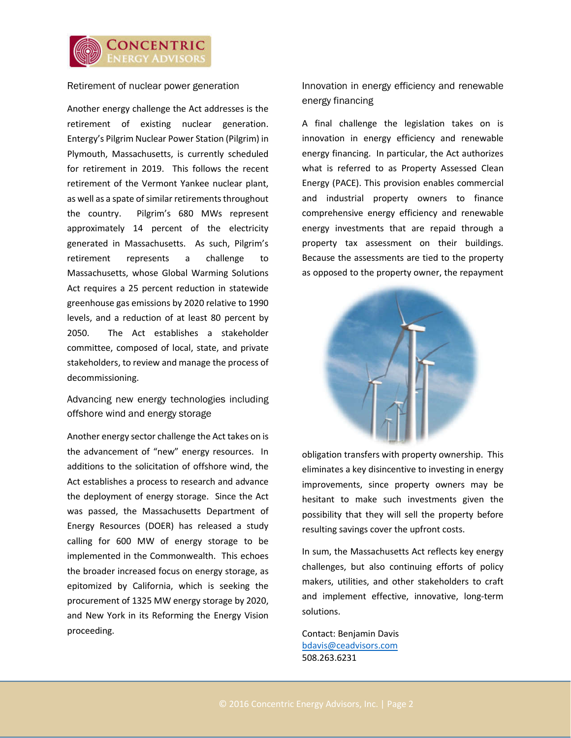## Retirement of nuclear power generation

Another energy challenge the Act addresses is the retirement of existing nuclear generation. Entergy's Pilgrim Nuclear Power Station (Pilgrim) in Plymouth, Massachusetts, is currently scheduled for retirement in 2019. This follows the recent retirement of the Vermont Yankee nuclear plant, as well as a spate of similar retirements throughout the country. Pilgrim's 680 MWs represent approximately 14 percent of the electricity generated in Massachusetts. As such, Pilgrim's retirement represents a challenge to Massachusetts, whose Global Warming Solutions Act requires a 25 percent reduction in statewide greenhouse gas emissions by 2020 relative to 1990 levels, and a reduction of at least 80 percent by 2050. The Act establishes a stakeholder committee, composed of local, state, and private stakeholders, to review and manage the process of decommissioning.

## Advancing new energy technologies including offshore wind and energy storage

Another energy sector challenge the Act takes on is the advancement of "new" energy resources. In additions to the solicitation of offshore wind, the Act establishes a process to research and advance the deployment of energy storage. Since the Act was passed, the Massachusetts Department of Energy Resources (DOER) has released a study calling for 600 MW of energy storage to be implemented in the Commonwealth. This echoes the broader increased focus on energy storage, as epitomized by California, which is seeking the procurement of 1325 MW energy storage by 2020, and New York in its Reforming the Energy Vision proceeding.

## Innovation in energy efficiency and renewable energy financing

A final challenge the legislation takes on is innovation in energy efficiency and renewable energy financing. In particular, the Act authorizes what is referred to as Property Assessed Clean Energy (PACE). This provision enables commercial and industrial property owners to finance comprehensive energy efficiency and renewable energy investments that are repaid through a property tax assessment on their buildings. Because the assessments are tied to the property as opposed to the property owner, the repayment obligation transfers with property ownership. This eliminates a key disincentive to investing in energy improvements, since property owners may be hesitant to make such investments given the possibility that they will sell the property before resulting savings cover the upfront costs.

In sum, the Massachusetts Act reflects key energy challenges, but also continuing efforts of policy makers, utilities, and other stakeholders to craft and implement effective, innovative, long-term solutions.

Contact: Benjamin Davis
bdavis@ceadvisors.com
508.263.6231